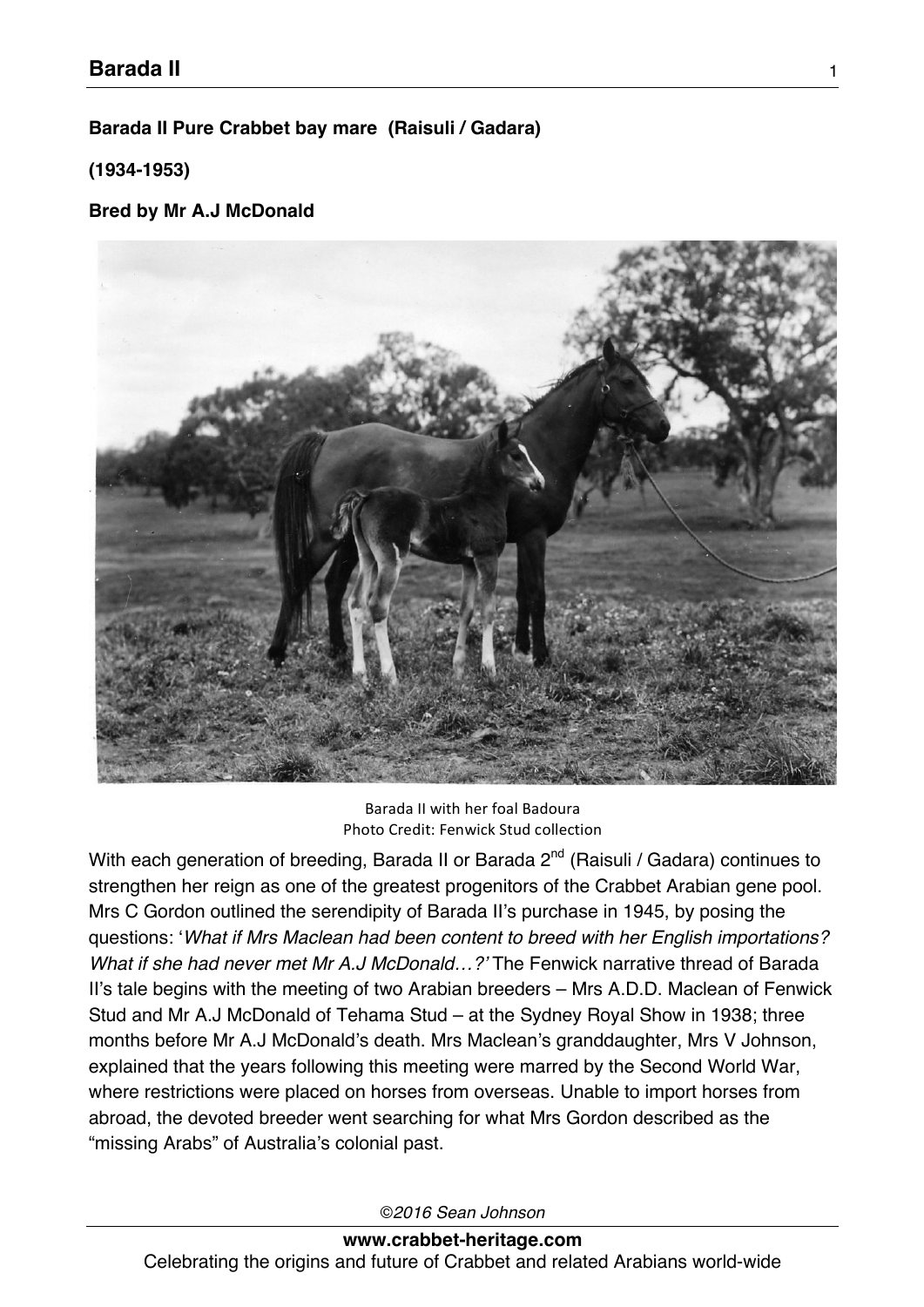**Barada II Pure Crabbet bay mare (Raisuli / Gadara)**

**(1934-1953)**

**Bred by Mr A.J McDonald**

Barada II with her foal Badoura
Photo Credit: Fenwick Stud collection

With each generation of breeding, Barada II or Barada 2nd (Raisuli / Gadara) continues to strengthen her reign as one of the greatest progenitors of the Crabbet Arabian gene pool. Mrs C Gordon outlined the serendipity of Barada II's purchase in 1945, by posing the questions: '*What if Mrs Maclean had been content to breed with her English importations? What if she had never met Mr A.J McDonald…?'* The Fenwick narrative thread of Barada II's tale begins with the meeting of two Arabian breeders – Mrs A.D.D. Maclean of Fenwick Stud and Mr A.J McDonald of Tehama Stud – at the Sydney Royal Show in 1938; three months before Mr A.J McDonald's death. Mrs Maclean's granddaughter, Mrs V Johnson, explained that the years following this meeting were marred by the Second World War, where restrictions were placed on horses from overseas. Unable to import horses from abroad, the devoted breeder went searching for what Mrs Gordon described as the "missing Arabs" of Australia's colonial past.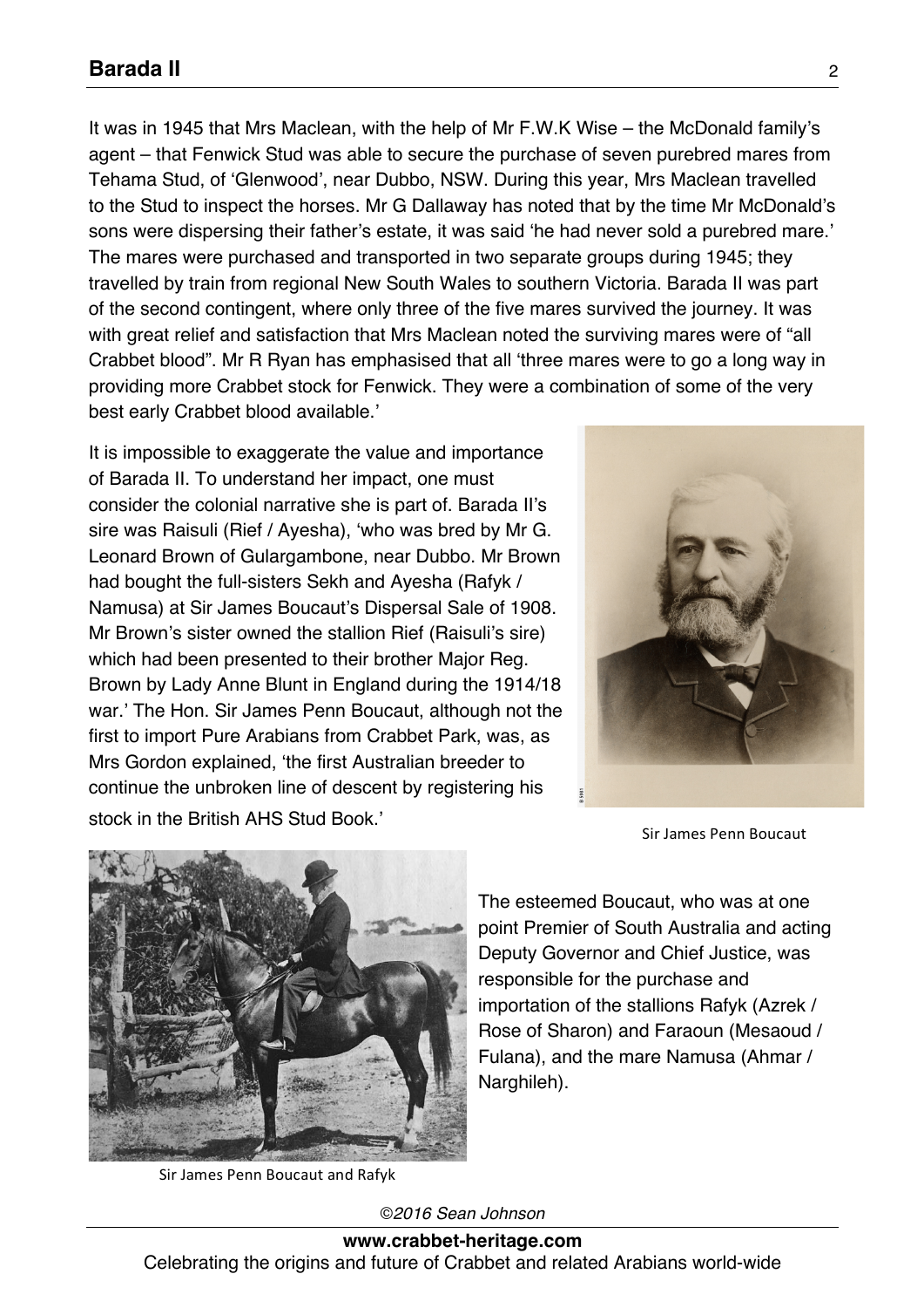It was in 1945 that Mrs Maclean, with the help of Mr F.W.K Wise – the McDonald family's agent – that Fenwick Stud was able to secure the purchase of seven purebred mares from Tehama Stud, of 'Glenwood', near Dubbo, NSW. During this year, Mrs Maclean travelled to the Stud to inspect the horses. Mr G Dallaway has noted that by the time Mr McDonald's sons were dispersing their father's estate, it was said 'he had never sold a purebred mare.' The mares were purchased and transported in two separate groups during 1945; they travelled by train from regional New South Wales to southern Victoria. Barada II was part of the second contingent, where only three of the five mares survived the journey. It was with great relief and satisfaction that Mrs Maclean noted the surviving mares were of "all Crabbet blood". Mr R Ryan has emphasised that all 'three mares were to go a long way in providing more Crabbet stock for Fenwick. They were a combination of some of the very best early Crabbet blood available.'

It is impossible to exaggerate the value and importance of Barada II. To understand her impact, one must consider the colonial narrative she is part of. Barada II's sire was Raisuli (Rief / Ayesha), 'who was bred by Mr G. Leonard Brown of Gulargambone, near Dubbo. Mr Brown had bought the full-sisters Sekh and Ayesha (Rafyk / Namusa) at Sir James Boucaut's Dispersal Sale of 1908. Mr Brown's sister owned the stallion Rief (Raisuli's sire) which had been presented to their brother Major Reg. Brown by Lady Anne Blunt in England during the 1914/18 war.' The Hon. Sir James Penn Boucaut, although not the first to import Pure Arabians from Crabbet Park, was, as Mrs Gordon explained, 'the first Australian breeder to continue the unbroken line of descent by registering his stock in the British AHS Stud Book.'

Sir James Penn Boucaut

The esteemed Boucaut, who was at one point Premier of South Australia and acting Deputy Governor and Chief Justice, was responsible for the purchase and importation of the stallions Rafyk (Azrek / Rose of Sharon) and Faraoun (Mesaoud / Fulana), and the mare Namusa (Ahmar / Narghileh).

Sir James Penn Boucaut and Rafyk

*©2016 Sean Johnson*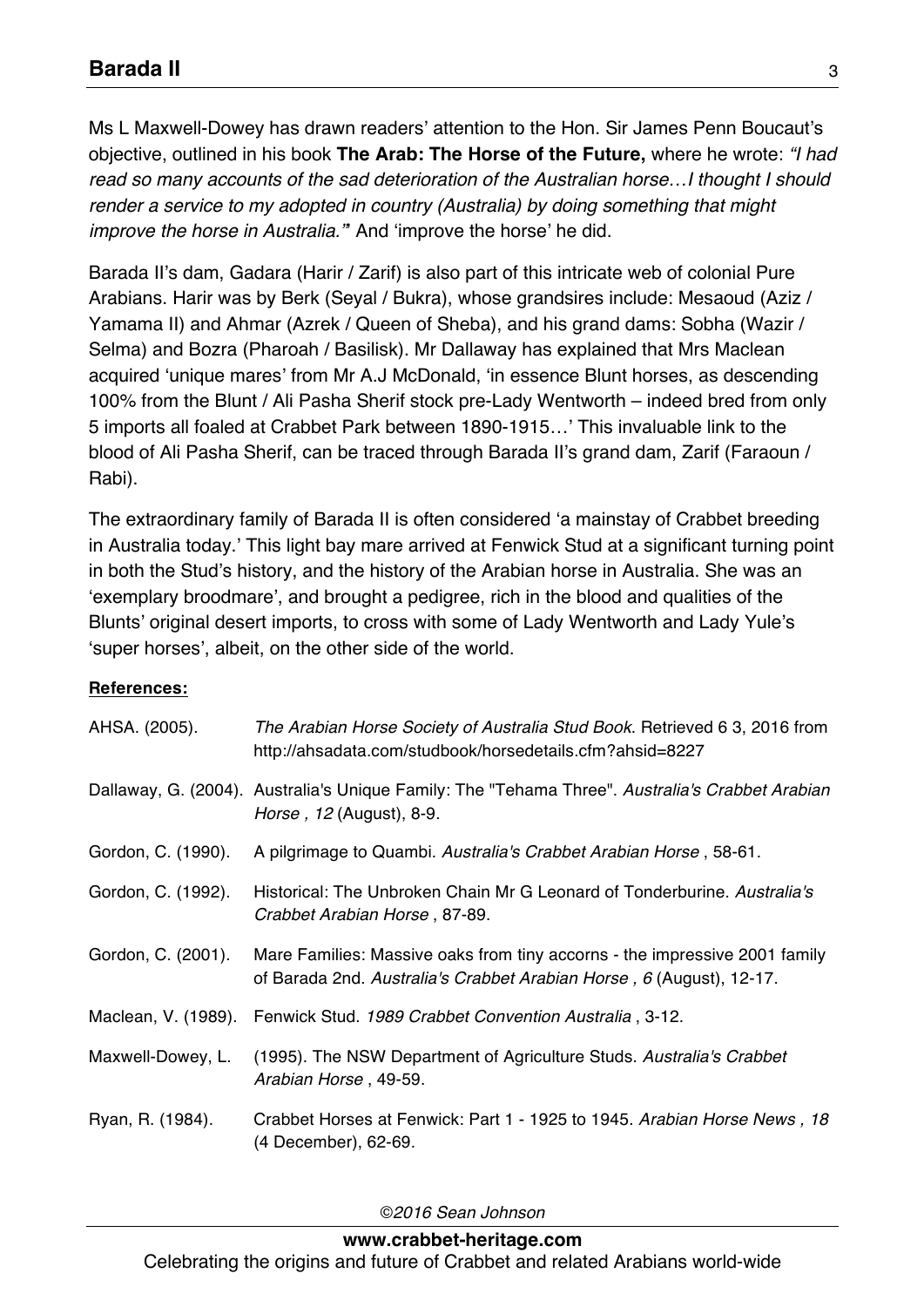Ms L Maxwell-Dowey has drawn readers' attention to the Hon. Sir James Penn Boucaut's objective, outlined in his book **The Arab: The Horse of the Future,** where he wrote: *"I had read so many accounts of the sad deterioration of the Australian horse…I thought I should render a service to my adopted in country (Australia) by doing something that might improve the horse in Australia."'* And 'improve the horse' he did.

Barada II's dam, Gadara (Harir / Zarif) is also part of this intricate web of colonial Pure Arabians. Harir was by Berk (Seyal / Bukra), whose grandsires include: Mesaoud (Aziz / Yamama II) and Ahmar (Azrek / Queen of Sheba), and his grand dams: Sobha (Wazir / Selma) and Bozra (Pharoah / Basilisk). Mr Dallaway has explained that Mrs Maclean acquired 'unique mares' from Mr A.J McDonald, 'in essence Blunt horses, as descending 100% from the Blunt / Ali Pasha Sherif stock pre-Lady Wentworth – indeed bred from only 5 imports all foaled at Crabbet Park between 1890-1915…' This invaluable link to the blood of Ali Pasha Sherif, can be traced through Barada II's grand dam, Zarif (Faraoun / Rabi).

The extraordinary family of Barada II is often considered 'a mainstay of Crabbet breeding in Australia today.' This light bay mare arrived at Fenwick Stud at a significant turning point in both the Stud's history, and the history of the Arabian horse in Australia. She was an 'exemplary broodmare', and brought a pedigree, rich in the blood and qualities of the Blunts' original desert imports, to cross with some of Lady Wentworth and Lady Yule's 'super horses', albeit, on the other side of the world.

**References:**

| | |
|---|---|
| AHSA. (2005). | *The Arabian Horse Society of Australia Stud Book*. Retrieved 6 3, 2016 from http://ahsadata.com/studbook/horsedetails.cfm?ahsid=8227 |
| Dallaway, G. (2004). | Australia's Unique Family: The "Tehama Three". *Australia's Crabbet Arabian Horse , 12* (August), 8-9. |
| Gordon, C. (1990). | A pilgrimage to Quambi. *Australia's Crabbet Arabian Horse* , 58-61. |
| Gordon, C. (1992). | Historical: The Unbroken Chain Mr G Leonard of Tonderburine. *Australia's Crabbet Arabian Horse* , 87-89. |
| Gordon, C. (2001). | Mare Families: Massive oaks from tiny accorns - the impressive 2001 family of Barada 2nd. *Australia's Crabbet Arabian Horse , 6* (August), 12-17. |
| Maclean, V. (1989). | Fenwick Stud. *1989 Crabbet Convention Australia* , 3-12. |
| Maxwell-Dowey, L. | (1995). The NSW Department of Agriculture Studs. *Australia's Crabbet Arabian Horse* , 49-59. |
| Ryan, R. (1984). | Crabbet Horses at Fenwick: Part 1 - 1925 to 1945. *Arabian Horse News , 18* (4 December), 62-69. |

*©2016 Sean Johnson*

**www.crabbet-heritage.com**

Celebrating the origins and future of Crabbet and related Arabians world-wide